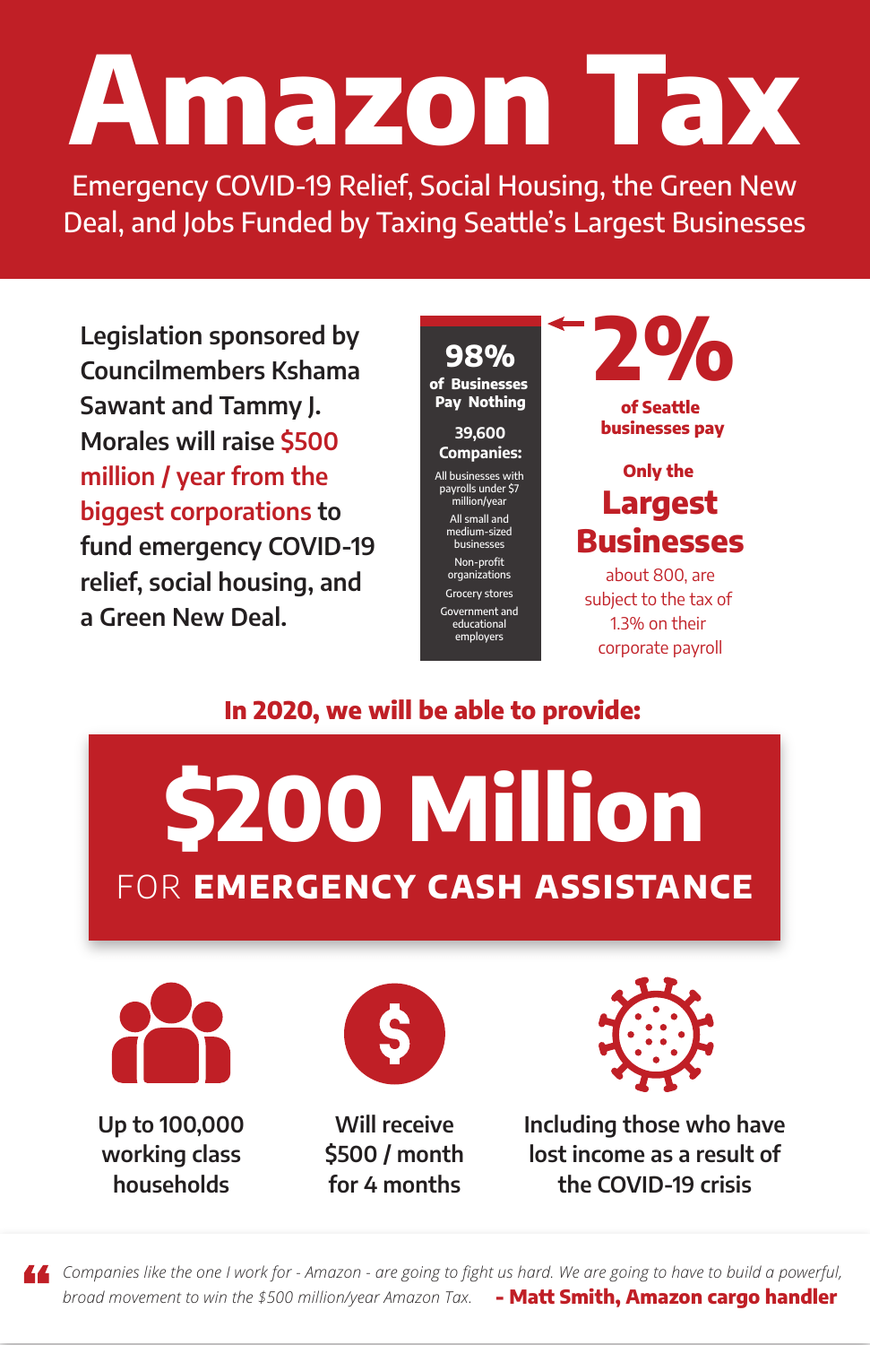# Amazon Tax

Emergency COVID-19 Relief, Social Housing, the Green New Deal, and Jobs Funded by Taxing Seattle's Largest Businesses

Legislation sponsored by Councilmembers Kshama Sawant and Tammy J. Morales will raise **$500 million / year from the biggest corporations** to fund emergency COVID-19 relief, social housing, and a Green New Deal.

**98%**
**of Businesses Pay Nothing**

**39,600 Companies:**

- All businesses with payrolls under $7 million/year
- All small and medium-sized businesses
- Non-profit organizations
- Grocery stores
- Government and educational employers

**2%**

**of Seattle businesses pay**

**Only the Largest Businesses**

about 800, are subject to the tax of 1.3% on their corporate payroll

## In 2020, we will be able to provide:

# $200 Million

FOR **EMERGENCY CASH ASSISTANCE**

Up to 100,000 working class households

Will receive $500 / month for 4 months

Including those who have lost income as a result of the COVID-19 crisis

> *Companies like the one I work for - Amazon - are going to fight us hard. We are going to have to build a powerful, broad movement to win the $500 million/year Amazon Tax.* **- Matt Smith, Amazon cargo handler**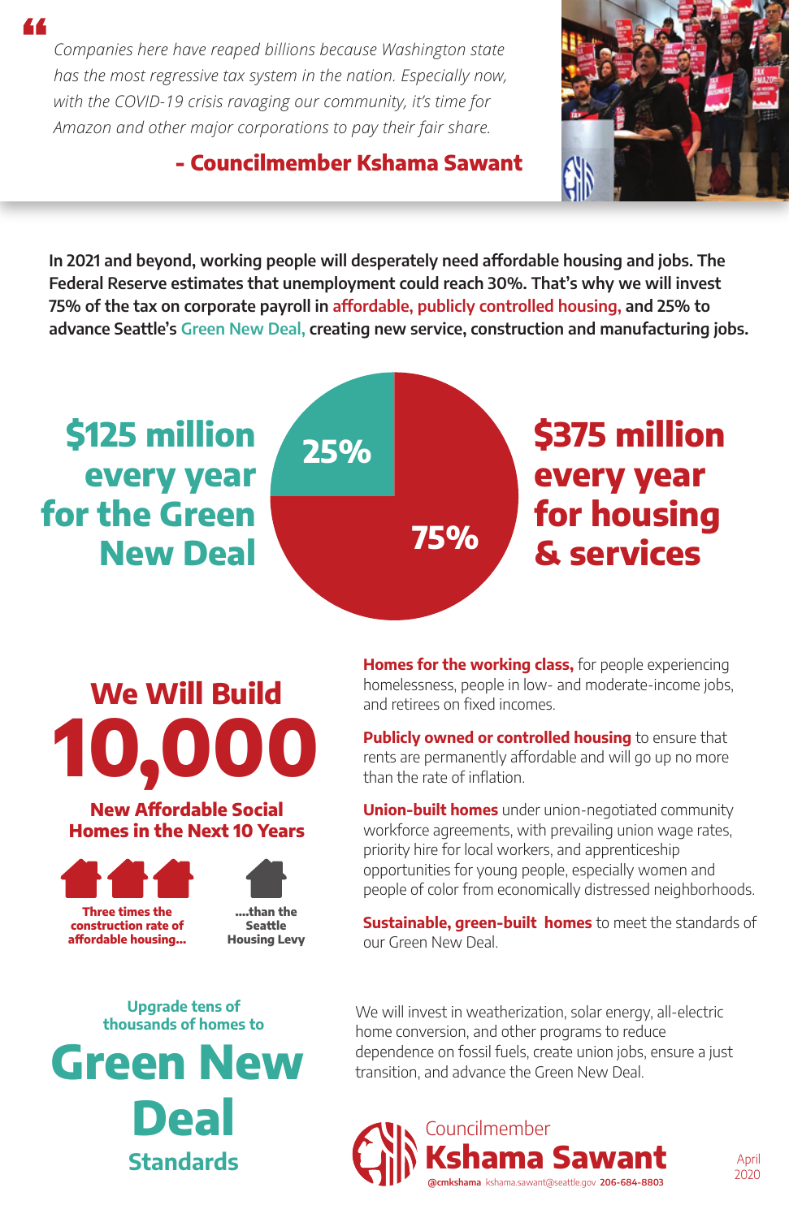*Companies here have reaped billions because Washington state has the most regressive tax system in the nation. Especially now, with the COVID-19 crisis ravaging our community, it's time for Amazon and other major corporations to pay their fair share.*

**- Councilmember Kshama Sawant**

**In 2021 and beyond, working people will desperately need affordable housing and jobs. The Federal Reserve estimates that unemployment could reach 30%. That's why we will invest 75% of the tax on corporate payroll in affordable, publicly controlled housing, and 25% to advance Seattle's Green New Deal, creating new service, construction and manufacturing jobs.**

## $125 million every year for the Green New Deal

25%

75%

## $375 million every year for housing & services

## We Will Build 10,000 New Affordable Social Homes in the Next 10 Years

Three times the construction rate of affordable housing...

....than the Seattle Housing Levy

**Homes for the working class,** for people experiencing homelessness, people in low- and moderate-income jobs, and retirees on fixed incomes.

**Publicly owned or controlled housing** to ensure that rents are permanently affordable and will go up no more than the rate of inflation.

**Union-built homes** under union-negotiated community workforce agreements, with prevailing union wage rates, priority hire for local workers, and apprenticeship opportunities for young people, especially women and people of color from economically distressed neighborhoods.

**Sustainable, green-built homes** to meet the standards of our Green New Deal.

## Upgrade tens of thousands of homes to Green New Deal Standards

We will invest in weatherization, solar energy, all-electric home conversion, and other programs to reduce dependence on fossil fuels, create union jobs, ensure a just transition, and advance the Green New Deal.

Councilmember **Kshama Sawant**

@cmkshama kshama.sawant@seattle.gov 206-684-8803

April 2020